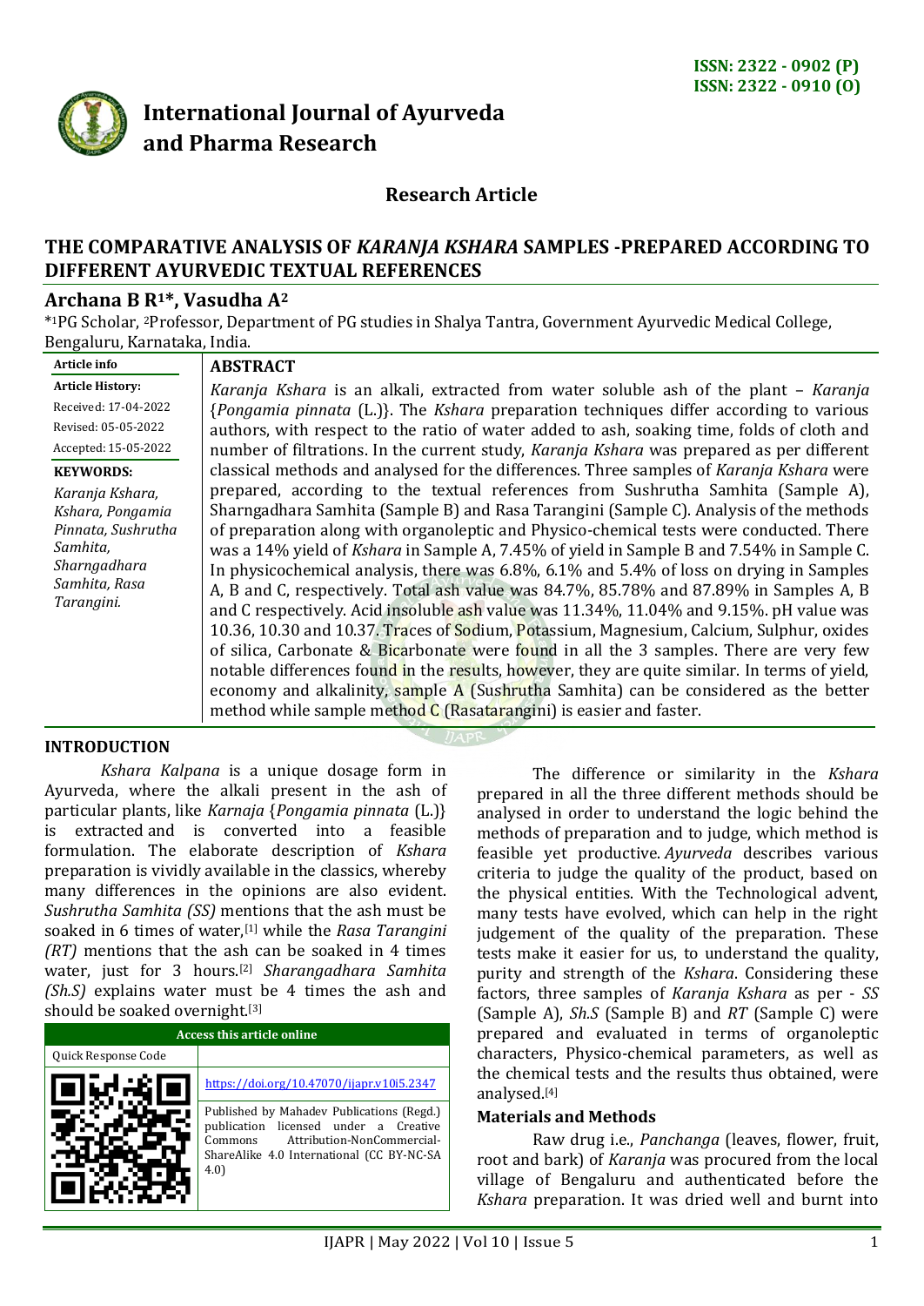ISSN: 2322 - 0902 (P)
ISSN: 2322 - 0910 (O)

**International Journal of Ayurveda and Pharma Research**

**Research Article**

# THE COMPARATIVE ANALYSIS OF *KARANJA KSHARA* SAMPLES -PREPARED ACCORDING TO DIFFERENT AYURVEDIC TEXTUAL REFERENCES

## Archana B R[1]*, Vasudha A[2]

*[1]PG Scholar, [2]Professor, Department of PG studies in Shalya Tantra, Government Ayurvedic Medical College, Bengaluru, Karnataka, India.

**Article info**

**Article History:**

Received: 17-04-2022

Revised: 05-05-2022

Accepted: 15-05-2022

**KEYWORDS:**

*Karanja Kshara, Kshara, Pongamia Pinnata, Sushrutha Samhita, Sharngadhara Samhita, Rasa Tarangini.*

## ABSTRACT

*Karanja Kshara* is an alkali, extracted from water soluble ash of the plant – *Karanja* {*Pongamia pinnata* (L.)}. The *Kshara* preparation techniques differ according to various authors, with respect to the ratio of water added to ash, soaking time, folds of cloth and number of filtrations. In the current study, *Karanja Kshara* was prepared as per different classical methods and analysed for the differences. Three samples of *Karanja Kshara* were prepared, according to the textual references from Sushrutha Samhita (Sample A), Sharngadhara Samhita (Sample B) and Rasa Tarangini (Sample C). Analysis of the methods of preparation along with organoleptic and Physico-chemical tests were conducted. There was a 14% yield of *Kshara* in Sample A, 7.45% of yield in Sample B and 7.54% in Sample C. In physicochemical analysis, there was 6.8%, 6.1% and 5.4% of loss on drying in Samples A, B and C, respectively. Total ash value was 84.7%, 85.78% and 87.89% in Samples A, B and C respectively. Acid insoluble ash value was 11.34%, 11.04% and 9.15%. pH value was 10.36, 10.30 and 10.37. Traces of Sodium, Potassium, Magnesium, Calcium, Sulphur, oxides of silica, Carbonate & Bicarbonate were found in all the 3 samples. There are very few notable differences found in the results, however, they are quite similar. In terms of yield, economy and alkalinity, sample A (Sushrutha Samhita) can be considered as the better method while sample method C (Rasatarangini) is easier and faster.

## INTRODUCTION

*Kshara Kalpana* is a unique dosage form in Ayurveda, where the alkali present in the ash of particular plants, like *Karnaja* {*Pongamia pinnata* (L.)} is extracted and is converted into a feasible formulation. The elaborate description of *Kshara* preparation is vividly available in the classics, whereby many differences in the opinions are also evident. *Sushrutha Samhita (SS)* mentions that the ash must be soaked in 6 times of water,[1] while the *Rasa Tarangini (RT)* mentions that the ash can be soaked in 4 times water, just for 3 hours.[2] *Sharangadhara Samhita (Sh.S)* explains water must be 4 times the ash and should be soaked overnight.[3]

| Access this article online | |
|---|---|
| Quick Response Code | https://doi.org/10.47070/ijapr.v10i5.2347 |
| | Published by Mahadev Publications (Regd.) publication licensed under a Creative Commons Attribution-NonCommercial-ShareAlike 4.0 International (CC BY-NC-SA 4.0) |

The difference or similarity in the *Kshara* prepared in all the three different methods should be analysed in order to understand the logic behind the methods of preparation and to judge, which method is feasible yet productive. *Ayurveda* describes various criteria to judge the quality of the product, based on the physical entities. With the Technological advent, many tests have evolved, which can help in the right judgement of the quality of the preparation. These tests make it easier for us, to understand the quality, purity and strength of the *Kshara*. Considering these factors, three samples of *Karanja Kshara* as per - *SS* (Sample A), *Sh.S* (Sample B) and *RT* (Sample C) were prepared and evaluated in terms of organoleptic characters, Physico-chemical parameters, as well as the chemical tests and the results thus obtained, were analysed.[4]

### Materials and Methods

Raw drug i.e., *Panchanga* (leaves, flower, fruit, root and bark) of *Karanja* was procured from the local village of Bengaluru and authenticated before the *Kshara* preparation. It was dried well and burnt into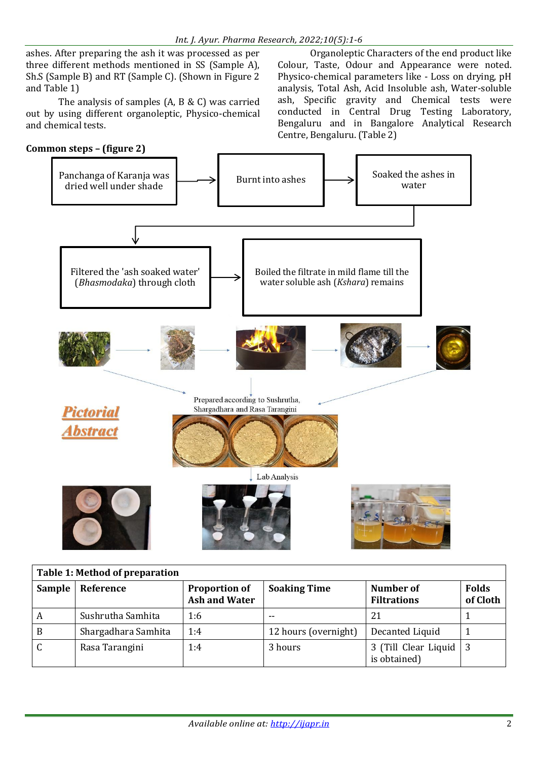ashes. After preparing the ash it was processed as per three different methods mentioned in SS (Sample A), Sh.S (Sample B) and RT (Sample C). (Shown in Figure 2 and Table 1)

The analysis of samples (A, B & C) was carried out by using different organoleptic, Physico-chemical and chemical tests.

Organoleptic Characters of the end product like Colour, Taste, Odour and Appearance were noted. Physico-chemical parameters like - Loss on drying, pH analysis, Total Ash, Acid Insoluble ash, Water-soluble ash, Specific gravity and Chemical tests were conducted in Central Drug Testing Laboratory, Bengaluru and in Bangalore Analytical Research Centre, Bengaluru. (Table 2)

**Common steps – (figure 2)**

Panchanga of Karanja was dried well under shade → Burnt into ashes → Soaked the ashes in water → Filtered the 'ash soaked water' (*Bhasmodaka*) through cloth → Boiled the filtrate in mild flame till the water soluble ash (*Kshara*) remains

Pictorial Abstract

Prepared according to Sushrutha, Shargadhara and Rasa Tarangini

Lab Analysis

**Table 1: Method of preparation**

| Sample | Reference | Proportion of Ash and Water | Soaking Time | Number of Filtrations | Folds of Cloth |
|---|---|---|---|---|---|
| A | Sushrutha Samhita | 1:6 | -- | 21 | 1 |
| B | Shargadhara Samhita | 1:4 | 12 hours (overnight) | Decanted Liquid | 1 |
| C | Rasa Tarangini | 1:4 | 3 hours | 3 (Till Clear Liquid is obtained) | 3 |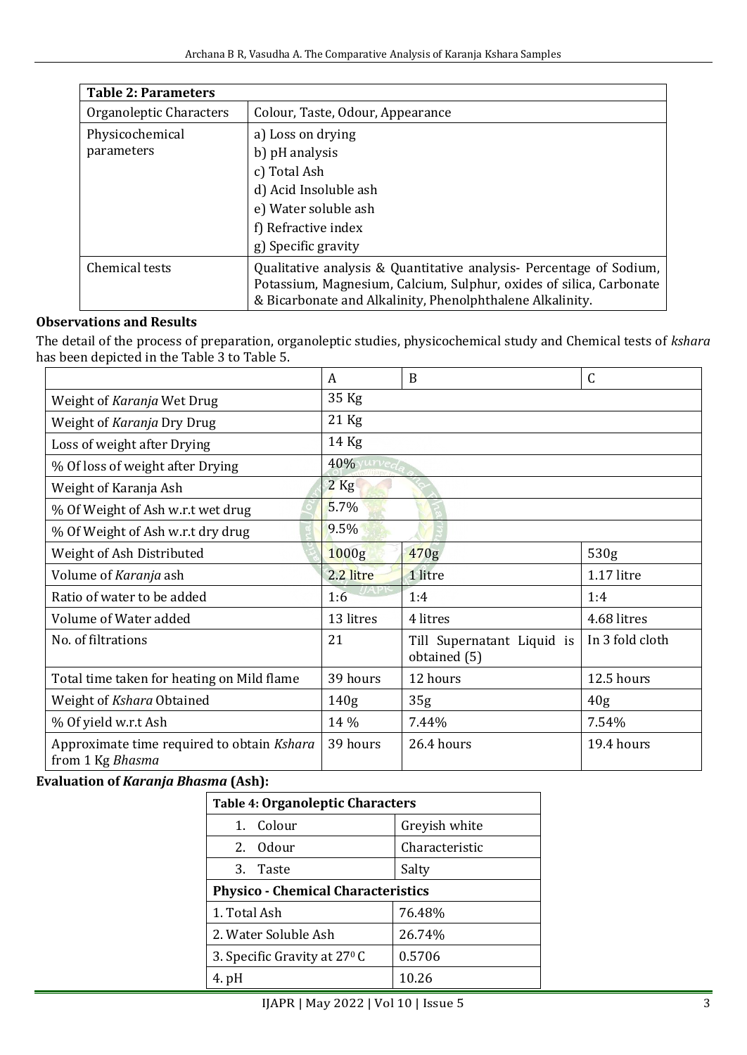| **Table 2: Parameters** | |
|---|---|
| Organoleptic Characters | Colour, Taste, Odour, Appearance |
| Physicochemical parameters | a) Loss on drying<br>b) pH analysis<br>c) Total Ash<br>d) Acid Insoluble ash<br>e) Water soluble ash<br>f) Refractive index<br>g) Specific gravity |
| Chemical tests | Qualitative analysis & Quantitative analysis- Percentage of Sodium, Potassium, Magnesium, Calcium, Sulphur, oxides of silica, Carbonate & Bicarbonate and Alkalinity, Phenolphthalene Alkalinity. |

**Observations and Results**

The detail of the process of preparation, organoleptic studies, physicochemical study and Chemical tests of *kshara* has been depicted in the Table 3 to Table 5.

| | A | B | C |
|---|---|---|---|
| Weight of *Karanja* Wet Drug | 35 Kg | | |
| Weight of *Karanja* Dry Drug | 21 Kg | | |
| Loss of weight after Drying | 14 Kg | | |
| % Of loss of weight after Drying | 40% | | |
| Weight of Karanja Ash | 2 Kg | | |
| % Of Weight of Ash w.r.t wet drug | 5.7% | | |
| % Of Weight of Ash w.r.t dry drug | 9.5% | | |
| Weight of Ash Distributed | 1000g | 470g | 530g |
| Volume of *Karanja* ash | 2.2 litre | 1 litre | 1.17 litre |
| Ratio of water to be added | 1:6 | 1:4 | 1:4 |
| Volume of Water added | 13 litres | 4 litres | 4.68 litres |
| No. of filtrations | 21 | Till Supernatant Liquid is obtained (5) | In 3 fold cloth |
| Total time taken for heating on Mild flame | 39 hours | 12 hours | 12.5 hours |
| Weight of *Kshara* Obtained | 140g | 35g | 40g |
| % Of yield w.r.t Ash | 14 % | 7.44% | 7.54% |
| Approximate time required to obtain *Kshara* from 1 Kg *Bhasma* | 39 hours | 26.4 hours | 19.4 hours |

**Evaluation of *Karanja Bhasma* (Ash):**

| **Table 4: Organoleptic Characters** | |
|---|---|
| 1. Colour | Greyish white |
| 2. Odour | Characteristic |
| 3. Taste | Salty |
| **Physico - Chemical Characteristics** | |
| 1. Total Ash | 76.48% |
| 2. Water Soluble Ash | 26.74% |
| 3. Specific Gravity at $27^0$ C | 0.5706 |
| 4. pH | 10.26 |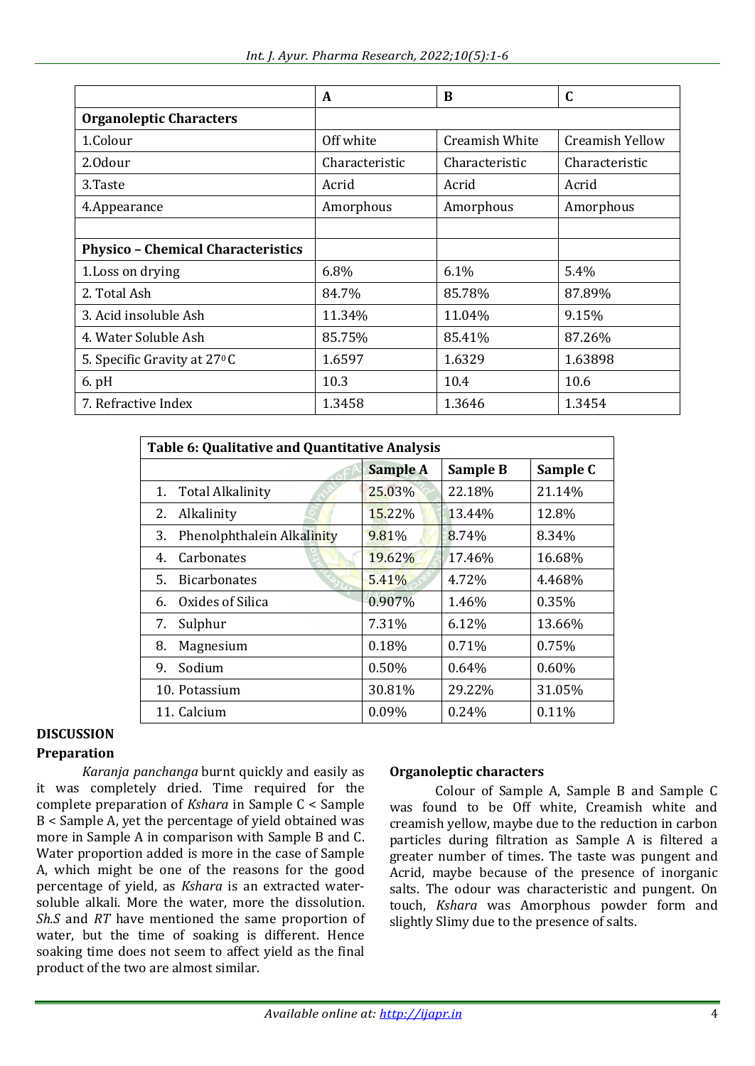| | A | B | C |
|---|---|---|---|
| **Organoleptic Characters** | | | |
| 1.Colour | Off white | Creamish White | Creamish Yellow |
| 2.Odour | Characteristic | Characteristic | Characteristic |
| 3.Taste | Acrid | Acrid | Acrid |
| 4.Appearance | Amorphous | Amorphous | Amorphous |
| | | | |
| **Physico – Chemical Characteristics** | | | |
| 1.Loss on drying | 6.8% | 6.1% | 5.4% |
| 2. Total Ash | 84.7% | 85.78% | 87.89% |
| 3. Acid insoluble Ash | 11.34% | 11.04% | 9.15% |
| 4. Water Soluble Ash | 85.75% | 85.41% | 87.26% |
| 5. Specific Gravity at 27$^0$C | 1.6597 | 1.6329 | 1.63898 |
| 6. pH | 10.3 | 10.4 | 10.6 |
| 7. Refractive Index | 1.3458 | 1.3646 | 1.3454 |

**Table 6: Qualitative and Quantitative Analysis**

| | Sample A | Sample B | Sample C |
|---|---|---|---|
| 1. Total Alkalinity | 25.03% | 22.18% | 21.14% |
| 2. Alkalinity | 15.22% | 13.44% | 12.8% |
| 3. Phenolphthalein Alkalinity | 9.81% | 8.74% | 8.34% |
| 4. Carbonates | 19.62% | 17.46% | 16.68% |
| 5. Bicarbonates | 5.41% | 4.72% | 4.468% |
| 6. Oxides of Silica | 0.907% | 1.46% | 0.35% |
| 7. Sulphur | 7.31% | 6.12% | 13.66% |
| 8. Magnesium | 0.18% | 0.71% | 0.75% |
| 9. Sodium | 0.50% | 0.64% | 0.60% |
| 10. Potassium | 30.81% | 29.22% | 31.05% |
| 11. Calcium | 0.09% | 0.24% | 0.11% |

## DISCUSSION

### Preparation

*Karanja panchanga* burnt quickly and easily as it was completely dried. Time required for the complete preparation of *Kshara* in Sample C < Sample B < Sample A, yet the percentage of yield obtained was more in Sample A in comparison with Sample B and C. Water proportion added is more in the case of Sample A, which might be one of the reasons for the good percentage of yield, as *Kshara* is an extracted water-soluble alkali. More the water, more the dissolution. *Sh.S* and *RT* have mentioned the same proportion of water, but the time of soaking is different. Hence soaking time does not seem to affect yield as the final product of the two are almost similar.

### Organoleptic characters

Colour of Sample A, Sample B and Sample C was found to be Off white, Creamish white and creamish yellow, maybe due to the reduction in carbon particles during filtration as Sample A is filtered a greater number of times. The taste was pungent and Acrid, maybe because of the presence of inorganic salts. The odour was characteristic and pungent. On touch, *Kshara* was Amorphous powder form and slightly Slimy due to the presence of salts.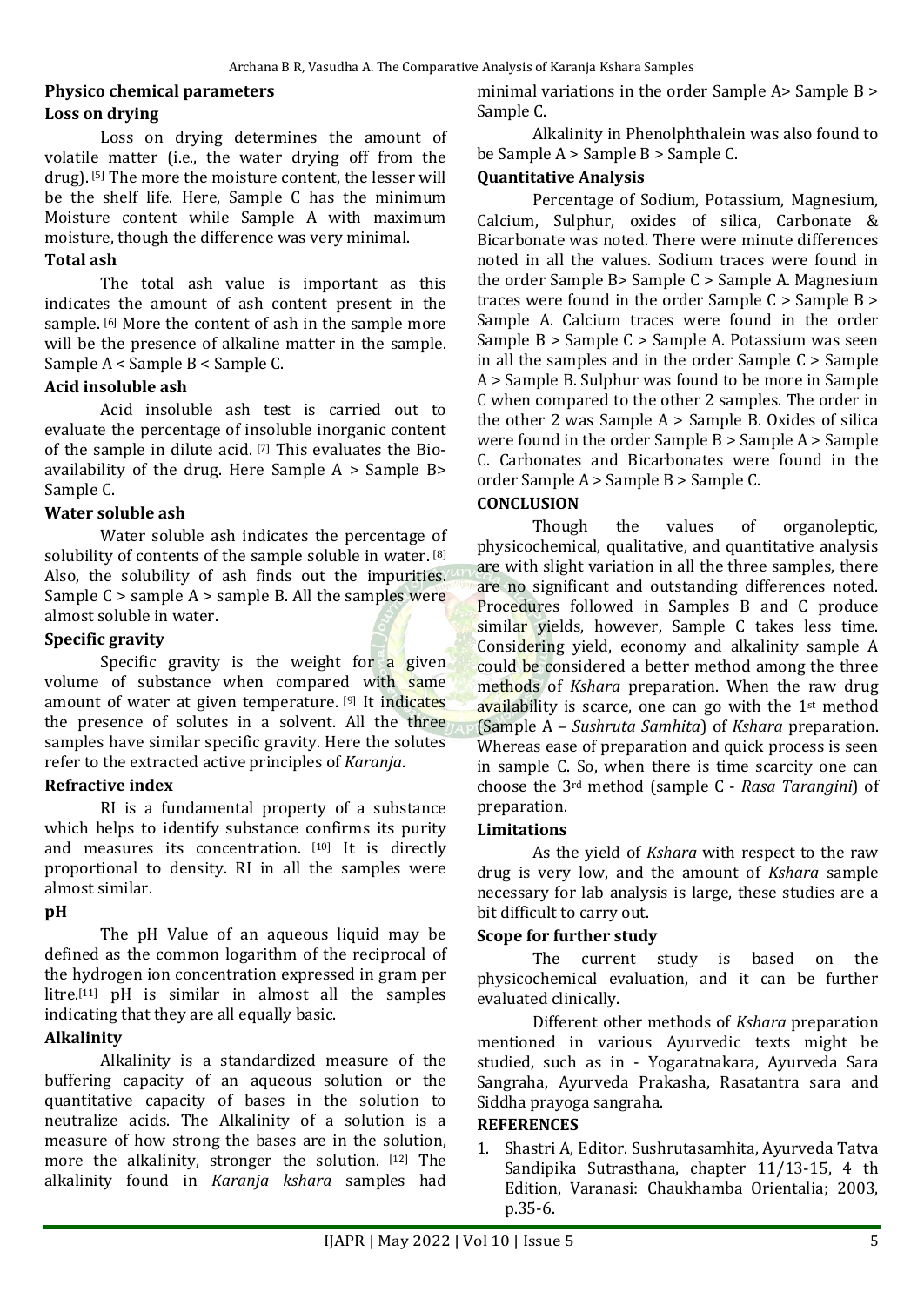### Physico chemical parameters

#### Loss on drying

Loss on drying determines the amount of volatile matter (i.e., the water drying off from the drug). [5] The more the moisture content, the lesser will be the shelf life. Here, Sample C has the minimum Moisture content while Sample A with maximum moisture, though the difference was very minimal.

#### Total ash

The total ash value is important as this indicates the amount of ash content present in the sample. [6] More the content of ash in the sample more will be the presence of alkaline matter in the sample. Sample A < Sample B < Sample C.

#### Acid insoluble ash

Acid insoluble ash test is carried out to evaluate the percentage of insoluble inorganic content of the sample in dilute acid. [7] This evaluates the Bio-availability of the drug. Here Sample A > Sample B> Sample C.

#### Water soluble ash

Water soluble ash indicates the percentage of solubility of contents of the sample soluble in water. [8] Also, the solubility of ash finds out the impurities. Sample C > sample A > sample B. All the samples were almost soluble in water.

#### Specific gravity

Specific gravity is the weight for a given volume of substance when compared with same amount of water at given temperature. [9] It indicates the presence of solutes in a solvent. All the three samples have similar specific gravity. Here the solutes refer to the extracted active principles of *Karanja*.

#### Refractive index

RI is a fundamental property of a substance which helps to identify substance confirms its purity and measures its concentration. [10] It is directly proportional to density. RI in all the samples were almost similar.

#### pH

The pH Value of an aqueous liquid may be defined as the common logarithm of the reciprocal of the hydrogen ion concentration expressed in gram per litre.[11] pH is similar in almost all the samples indicating that they are all equally basic.

#### Alkalinity

Alkalinity is a standardized measure of the buffering capacity of an aqueous solution or the quantitative capacity of bases in the solution to neutralize acids. The Alkalinity of a solution is a measure of how strong the bases are in the solution, more the alkalinity, stronger the solution. [12] The alkalinity found in *Karanja kshara* samples had minimal variations in the order Sample A> Sample B > Sample C.

Alkalinity in Phenolphthalein was also found to be Sample A > Sample B > Sample C.

#### Quantitative Analysis

Percentage of Sodium, Potassium, Magnesium, Calcium, Sulphur, oxides of silica, Carbonate & Bicarbonate was noted. There were minute differences noted in all the values. Sodium traces were found in the order Sample B> Sample C > Sample A. Magnesium traces were found in the order Sample C > Sample B > Sample A. Calcium traces were found in the order Sample B > Sample C > Sample A. Potassium was seen in all the samples and in the order Sample C > Sample A > Sample B. Sulphur was found to be more in Sample C when compared to the other 2 samples. The order in the other 2 was Sample A > Sample B. Oxides of silica were found in the order Sample B > Sample A > Sample C. Carbonates and Bicarbonates were found in the order Sample A > Sample B > Sample C.

## CONCLUSION

Though the values of organoleptic, physicochemical, qualitative, and quantitative analysis are with slight variation in all the three samples, there are no significant and outstanding differences noted. Procedures followed in Samples B and C produce similar yields, however, Sample C takes less time. Considering yield, economy and alkalinity sample A could be considered a better method among the three methods of *Kshara* preparation. When the raw drug availability is scarce, one can go with the 1st method (Sample A – *Sushruta Samhita*) of *Kshara* preparation. Whereas ease of preparation and quick process is seen in sample C. So, when there is time scarcity one can choose the 3rd method (sample C - *Rasa Tarangini*) of preparation.

### Limitations

As the yield of *Kshara* with respect to the raw drug is very low, and the amount of *Kshara* sample necessary for lab analysis is large, these studies are a bit difficult to carry out.

### Scope for further study

The current study is based on the physicochemical evaluation, and it can be further evaluated clinically.

Different other methods of *Kshara* preparation mentioned in various Ayurvedic texts might be studied, such as in - Yogaratnakara, Ayurveda Sara Sangraha, Ayurveda Prakasha, Rasatantra sara and Siddha prayoga sangraha.

## REFERENCES

1. Shastri A, Editor. Sushrutasamhita, Ayurveda Tatva Sandipika Sutrasthana, chapter 11/13-15, 4 th Edition, Varanasi: Chaukhamba Orientalia; 2003, p.35-6.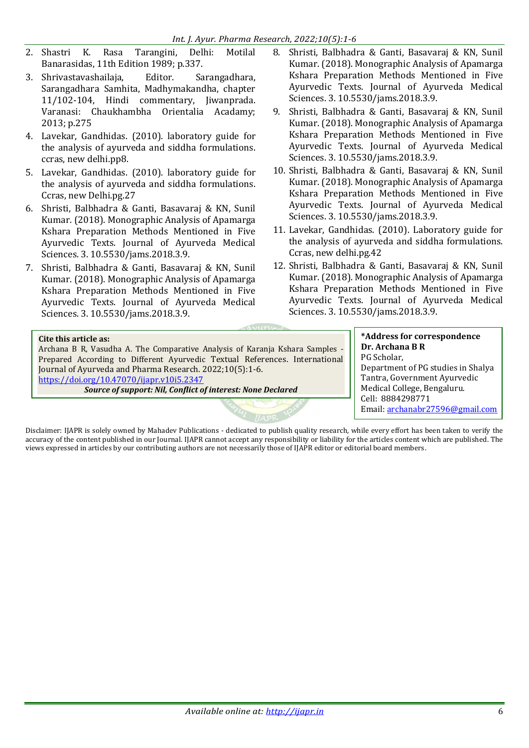2. Shastri K. Rasa Tarangini, Delhi: Motilal Banarasidas, 11th Edition 1989; p.337.
3. Shrivastavashailaja, Editor. Sarangadhara, Sarangadhara Samhita, Madhymakandha, chapter 11/102-104, Hindi commentary, Jiwanprada. Varanasi: Chaukhambha Orientalia Acadamy; 2013; p.275
4. Lavekar, Gandhidas. (2010). laboratory guide for the analysis of ayurveda and siddha formulations. ccras, new delhi.pp8.
5. Lavekar, Gandhidas. (2010). laboratory guide for the analysis of ayurveda and siddha formulations. Ccras, new Delhi.pg.27
6. Shristi, Balbhadra & Ganti, Basavaraj & KN, Sunil Kumar. (2018). Monographic Analysis of Apamarga Kshara Preparation Methods Mentioned in Five Ayurvedic Texts. Journal of Ayurveda Medical Sciences. 3. 10.5530/jams.2018.3.9.
7. Shristi, Balbhadra & Ganti, Basavaraj & KN, Sunil Kumar. (2018). Monographic Analysis of Apamarga Kshara Preparation Methods Mentioned in Five Ayurvedic Texts. Journal of Ayurveda Medical Sciences. 3. 10.5530/jams.2018.3.9.
8. Shristi, Balbhadra & Ganti, Basavaraj & KN, Sunil Kumar. (2018). Monographic Analysis of Apamarga Kshara Preparation Methods Mentioned in Five Ayurvedic Texts. Journal of Ayurveda Medical Sciences. 3. 10.5530/jams.2018.3.9.
9. Shristi, Balbhadra & Ganti, Basavaraj & KN, Sunil Kumar. (2018). Monographic Analysis of Apamarga Kshara Preparation Methods Mentioned in Five Ayurvedic Texts. Journal of Ayurveda Medical Sciences. 3. 10.5530/jams.2018.3.9.
10. Shristi, Balbhadra & Ganti, Basavaraj & KN, Sunil Kumar. (2018). Monographic Analysis of Apamarga Kshara Preparation Methods Mentioned in Five Ayurvedic Texts. Journal of Ayurveda Medical Sciences. 3. 10.5530/jams.2018.3.9.
11. Lavekar, Gandhidas. (2010). Laboratory guide for the analysis of ayurveda and siddha formulations. Ccras, new delhi.pg.42
12. Shristi, Balbhadra & Ganti, Basavaraj & KN, Sunil Kumar. (2018). Monographic Analysis of Apamarga Kshara Preparation Methods Mentioned in Five Ayurvedic Texts. Journal of Ayurveda Medical Sciences. 3. 10.5530/jams.2018.3.9.

**Cite this article as:**
Archana B R, Vasudha A. The Comparative Analysis of Karanja Kshara Samples - Prepared According to Different Ayurvedic Textual References. International Journal of Ayurveda and Pharma Research. 2022;10(5):1-6.
https://doi.org/10.47070/ijapr.v10i5.2347

***Source of support: Nil, Conflict of interest: None Declared***

**\*Address for correspondence**
**Dr. Archana B R**
PG Scholar,
Department of PG studies in Shalya Tantra, Government Ayurvedic Medical College, Bengaluru.
Cell: 8884298771
Email: archanabr27596@gmail.com

Disclaimer: IJAPR is solely owned by Mahadev Publications - dedicated to publish quality research, while every effort has been taken to verify the accuracy of the content published in our Journal. IJAPR cannot accept any responsibility or liability for the articles content which are published. The views expressed in articles by our contributing authors are not necessarily those of IJAPR editor or editorial board members.